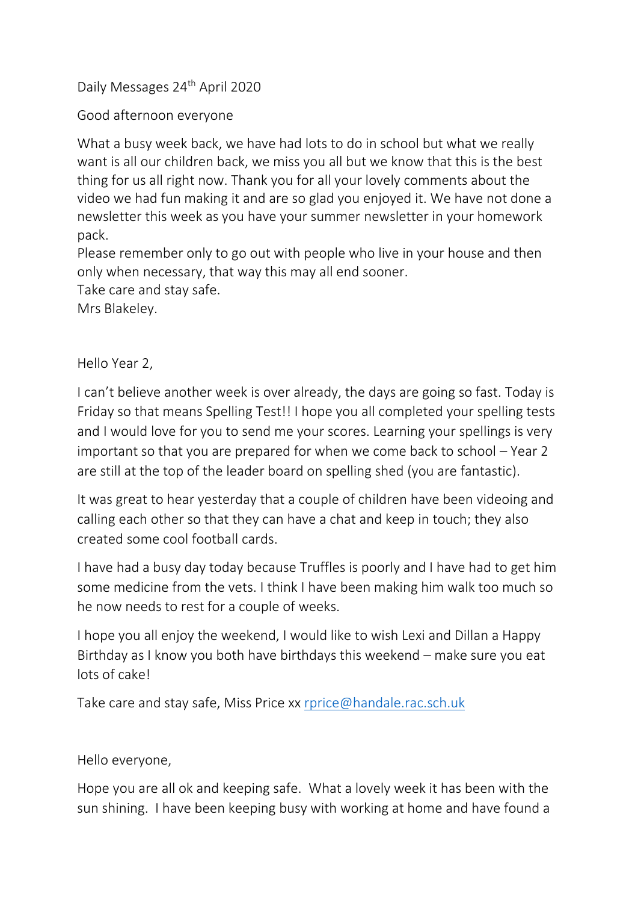Daily Messages 24th April 2020

Good afternoon everyone

What a busy week back, we have had lots to do in school but what we really want is all our children back, we miss you all but we know that this is the best thing for us all right now. Thank you for all your lovely comments about the video we had fun making it and are so glad you enjoyed it. We have not done a newsletter this week as you have your summer newsletter in your homework pack.
Please remember only to go out with people who live in your house and then only when necessary, that way this may all end sooner.
Take care and stay safe.
Mrs Blakeley.

Hello Year 2,

I can't believe another week is over already, the days are going so fast. Today is Friday so that means Spelling Test!! I hope you all completed your spelling tests and I would love for you to send me your scores. Learning your spellings is very important so that you are prepared for when we come back to school – Year 2 are still at the top of the leader board on spelling shed (you are fantastic).

It was great to hear yesterday that a couple of children have been videoing and calling each other so that they can have a chat and keep in touch; they also created some cool football cards.

I have had a busy day today because Truffles is poorly and I have had to get him some medicine from the vets. I think I have been making him walk too much so he now needs to rest for a couple of weeks.

I hope you all enjoy the weekend, I would like to wish Lexi and Dillan a Happy Birthday as I know you both have birthdays this weekend – make sure you eat lots of cake!

Take care and stay safe, Miss Price xx rprice@handale.rac.sch.uk

Hello everyone,

Hope you are all ok and keeping safe. What a lovely week it has been with the sun shining. I have been keeping busy with working at home and have found a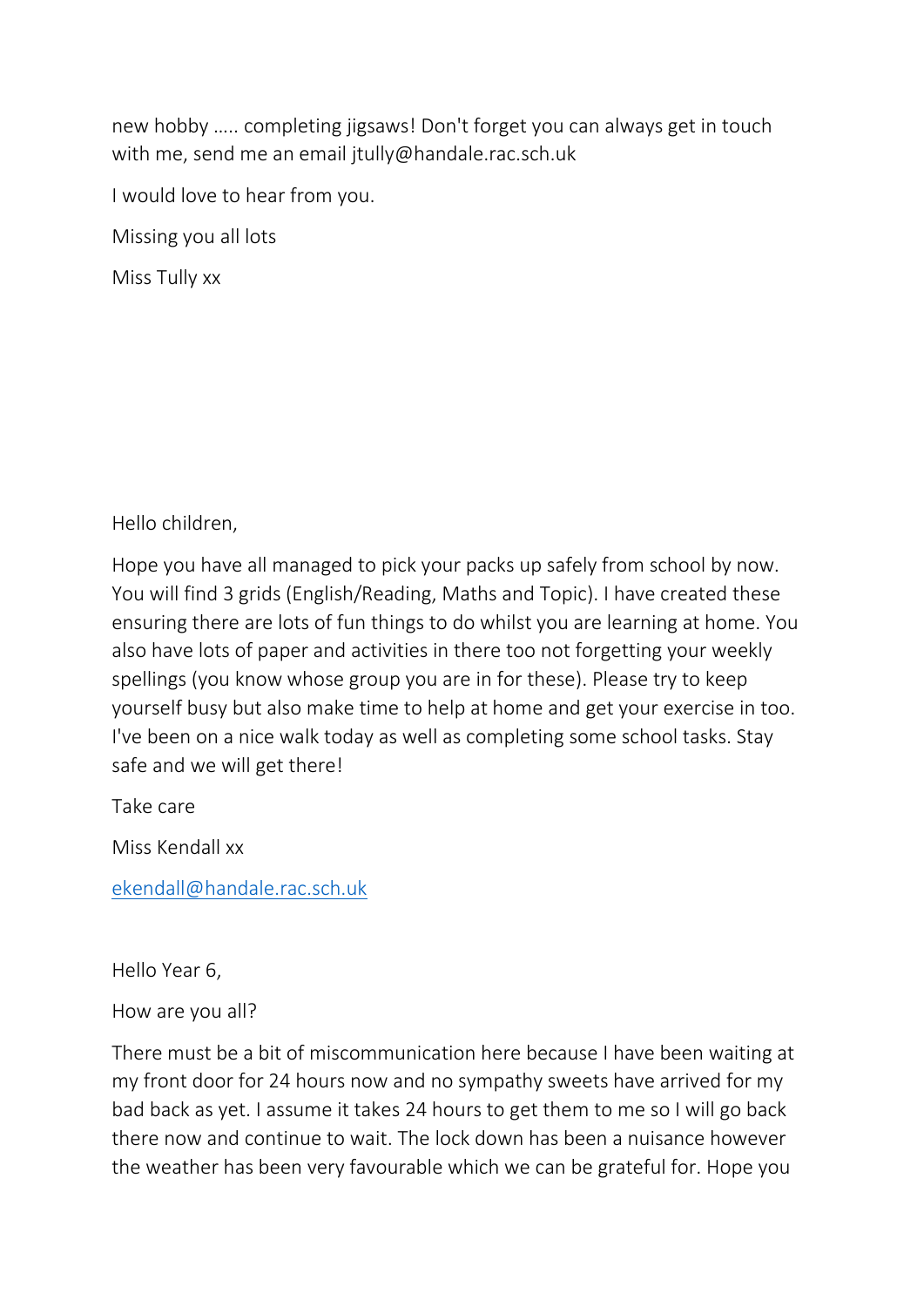new hobby ….. completing jigsaws! Don't forget you can always get in touch with me, send me an email jtully@handale.rac.sch.uk

I would love to hear from you.

Missing you all lots

Miss Tully xx

Hello children,

Hope you have all managed to pick your packs up safely from school by now. You will find 3 grids (English/Reading, Maths and Topic). I have created these ensuring there are lots of fun things to do whilst you are learning at home. You also have lots of paper and activities in there too not forgetting your weekly spellings (you know whose group you are in for these). Please try to keep yourself busy but also make time to help at home and get your exercise in too. I've been on a nice walk today as well as completing some school tasks. Stay safe and we will get there!

Take care

Miss Kendall xx

ekendall@handale.rac.sch.uk

Hello Year 6,

How are you all?

There must be a bit of miscommunication here because I have been waiting at my front door for 24 hours now and no sympathy sweets have arrived for my bad back as yet. I assume it takes 24 hours to get them to me so I will go back there now and continue to wait. The lock down has been a nuisance however the weather has been very favourable which we can be grateful for. Hope you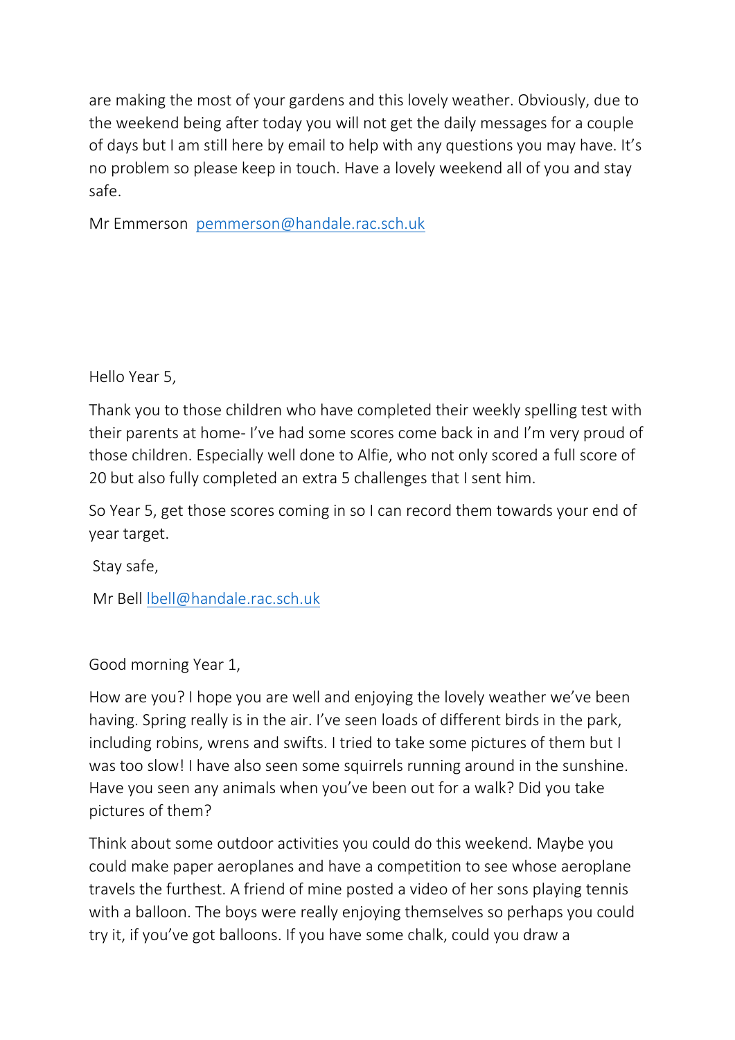are making the most of your gardens and this lovely weather. Obviously, due to the weekend being after today you will not get the daily messages for a couple of days but I am still here by email to help with any questions you may have. It's no problem so please keep in touch. Have a lovely weekend all of you and stay safe.

Mr Emmerson pemmerson@handale.rac.sch.uk

Hello Year 5,

Thank you to those children who have completed their weekly spelling test with their parents at home- I've had some scores come back in and I'm very proud of those children. Especially well done to Alfie, who not only scored a full score of 20 but also fully completed an extra 5 challenges that I sent him.

So Year 5, get those scores coming in so I can record them towards your end of year target.

Stay safe,

Mr Bell lbell@handale.rac.sch.uk

Good morning Year 1,

How are you? I hope you are well and enjoying the lovely weather we've been having. Spring really is in the air. I've seen loads of different birds in the park, including robins, wrens and swifts. I tried to take some pictures of them but I was too slow! I have also seen some squirrels running around in the sunshine. Have you seen any animals when you've been out for a walk? Did you take pictures of them?

Think about some outdoor activities you could do this weekend. Maybe you could make paper aeroplanes and have a competition to see whose aeroplane travels the furthest. A friend of mine posted a video of her sons playing tennis with a balloon. The boys were really enjoying themselves so perhaps you could try it, if you've got balloons. If you have some chalk, could you draw a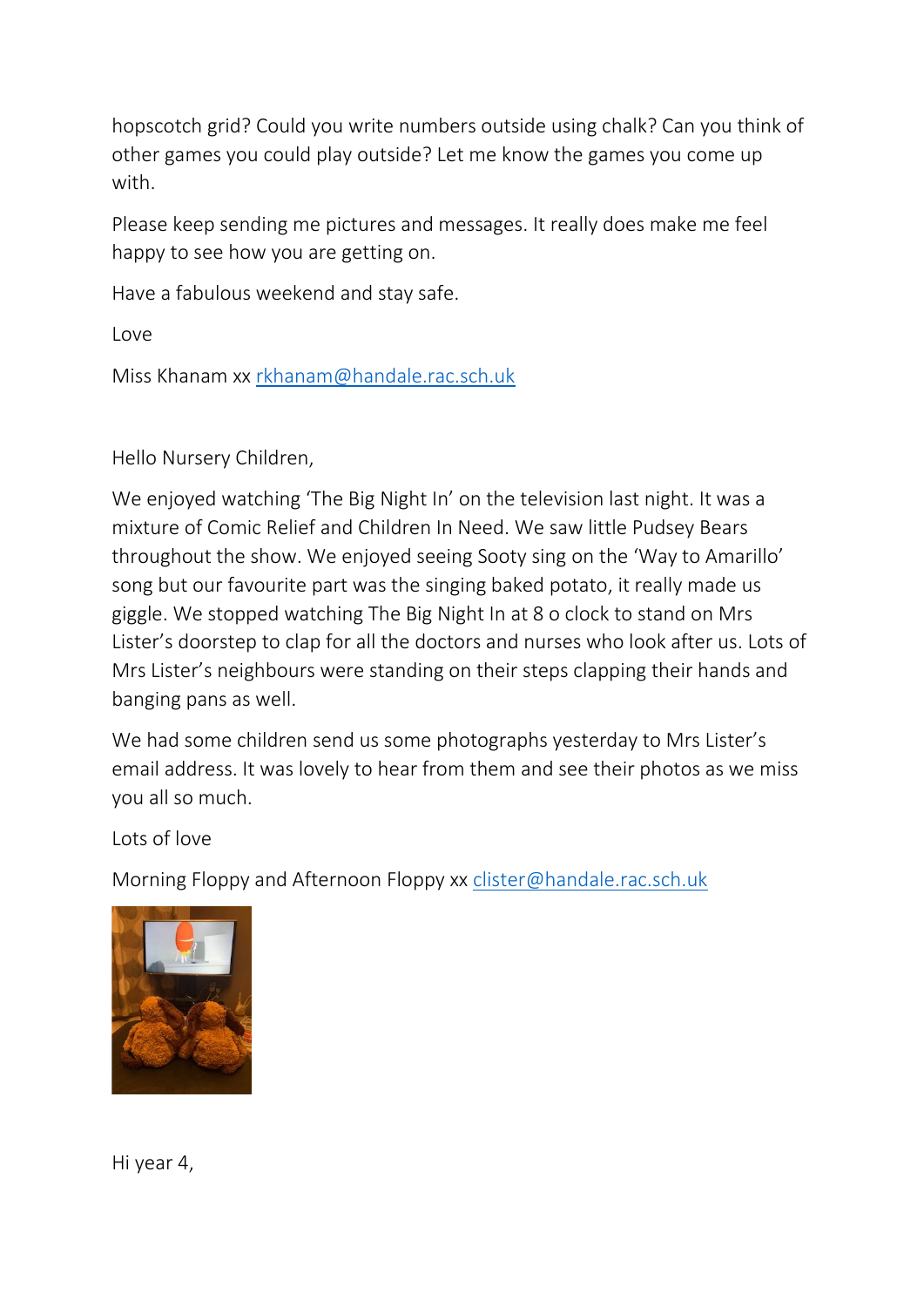hopscotch grid? Could you write numbers outside using chalk? Can you think of other games you could play outside? Let me know the games you come up with.

Please keep sending me pictures and messages. It really does make me feel happy to see how you are getting on.

Have a fabulous weekend and stay safe.

Love

Miss Khanam xx [rkhanam@handale.rac.sch.uk](mailto:rkhanam@handale.rac.sch.uk)

Hello Nursery Children,

We enjoyed watching 'The Big Night In' on the television last night. It was a mixture of Comic Relief and Children In Need. We saw little Pudsey Bears throughout the show. We enjoyed seeing Sooty sing on the 'Way to Amarillo' song but our favourite part was the singing baked potato, it really made us giggle. We stopped watching The Big Night In at 8 o clock to stand on Mrs Lister's doorstep to clap for all the doctors and nurses who look after us. Lots of Mrs Lister's neighbours were standing on their steps clapping their hands and banging pans as well.

We had some children send us some photographs yesterday to Mrs Lister's email address. It was lovely to hear from them and see their photos as we miss you all so much.

Lots of love

Morning Floppy and Afternoon Floppy xx [clister@handale.rac.sch.uk](mailto:clister@handale.rac.sch.uk)

Hi year 4,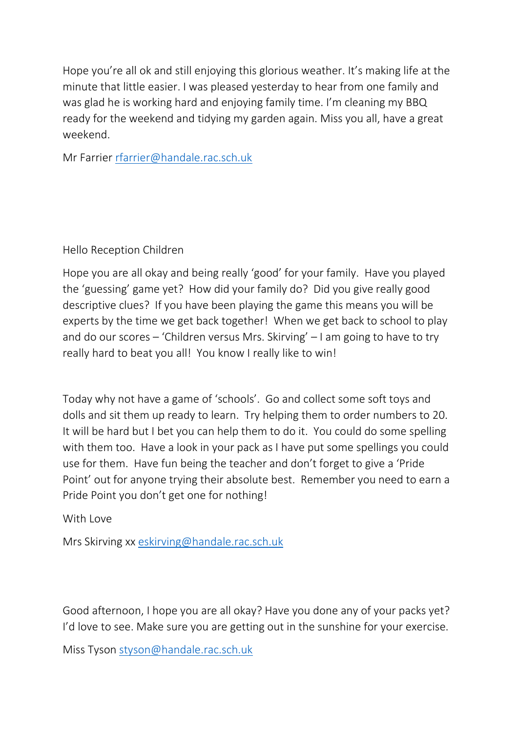Hope you're all ok and still enjoying this glorious weather. It's making life at the minute that little easier. I was pleased yesterday to hear from one family and was glad he is working hard and enjoying family time. I'm cleaning my BBQ ready for the weekend and tidying my garden again. Miss you all, have a great weekend.

Mr Farrier rfarrier@handale.rac.sch.uk

Hello Reception Children

Hope you are all okay and being really 'good' for your family. Have you played the 'guessing' game yet? How did your family do? Did you give really good descriptive clues? If you have been playing the game this means you will be experts by the time we get back together! When we get back to school to play and do our scores – 'Children versus Mrs. Skirving' – I am going to have to try really hard to beat you all! You know I really like to win!

Today why not have a game of 'schools'. Go and collect some soft toys and dolls and sit them up ready to learn. Try helping them to order numbers to 20. It will be hard but I bet you can help them to do it. You could do some spelling with them too. Have a look in your pack as I have put some spellings you could use for them. Have fun being the teacher and don't forget to give a 'Pride Point' out for anyone trying their absolute best. Remember you need to earn a Pride Point you don't get one for nothing!

With Love

Mrs Skirving xx eskirving@handale.rac.sch.uk

Good afternoon, I hope you are all okay? Have you done any of your packs yet? I'd love to see. Make sure you are getting out in the sunshine for your exercise.

Miss Tyson styson@handale.rac.sch.uk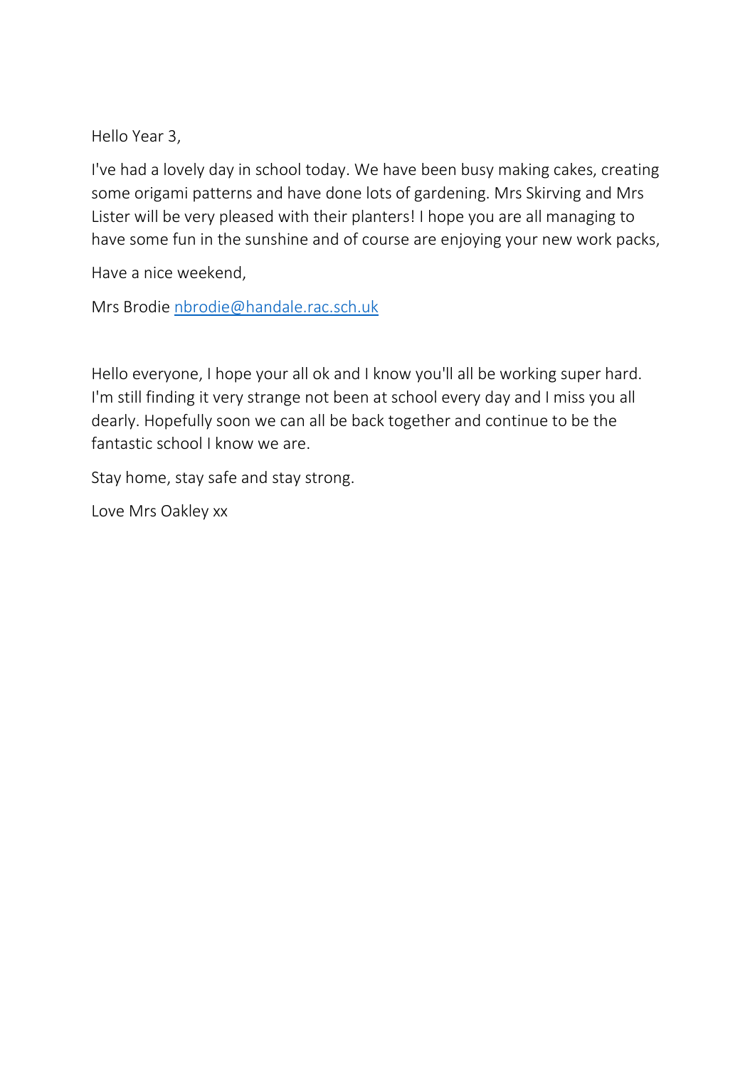Hello Year 3,

I've had a lovely day in school today. We have been busy making cakes, creating some origami patterns and have done lots of gardening. Mrs Skirving and Mrs Lister will be very pleased with their planters! I hope you are all managing to have some fun in the sunshine and of course are enjoying your new work packs,

Have a nice weekend,

Mrs Brodie nbrodie@handale.rac.sch.uk

Hello everyone, I hope your all ok and I know you'll all be working super hard. I'm still finding it very strange not been at school every day and I miss you all dearly. Hopefully soon we can all be back together and continue to be the fantastic school I know we are.

Stay home, stay safe and stay strong.

Love Mrs Oakley xx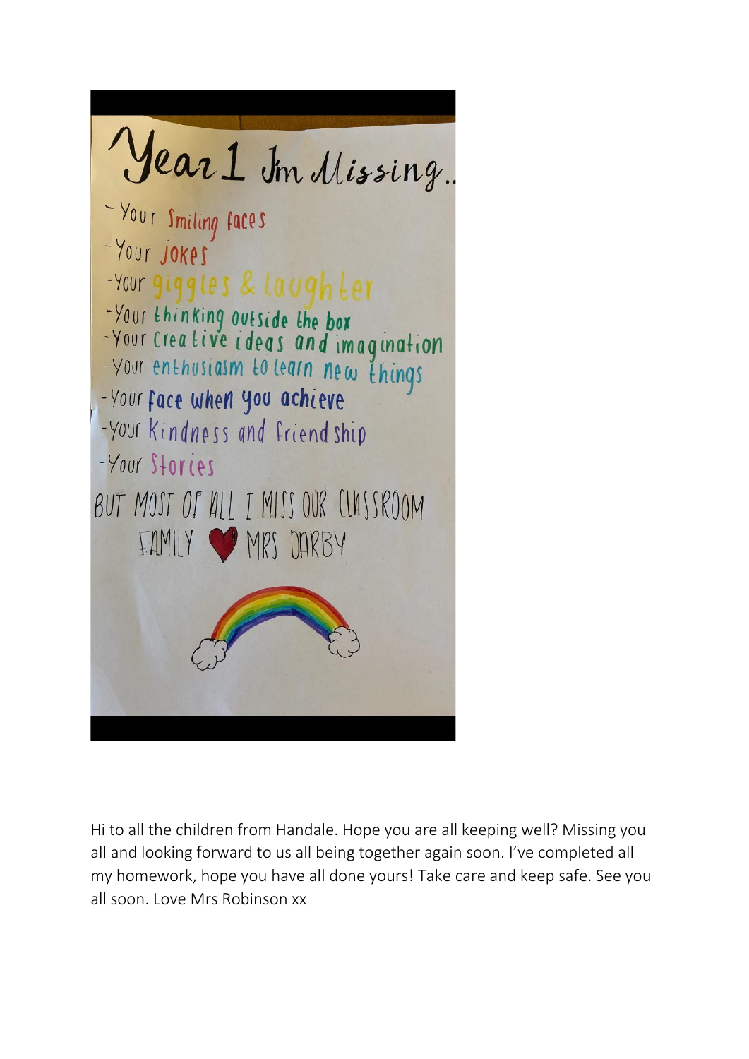# Year 1 I'm Missing..

- Your Smiling faces
- Your jokes
- Your giggles & laughter
- Your thinking outside the box
- Your creative ideas and imagination
- Your enthusiasm to learn new things
- Your face when you achieve
- Your Kindness and friendship
- Your Stories

BUT MOST OF ALL I MISS OUR CLASSROOM FAMILY ♥ MRS DARBY

Hi to all the children from Handale. Hope you are all keeping well? Missing you all and looking forward to us all being together again soon. I've completed all my homework, hope you have all done yours! Take care and keep safe. See you all soon. Love Mrs Robinson xx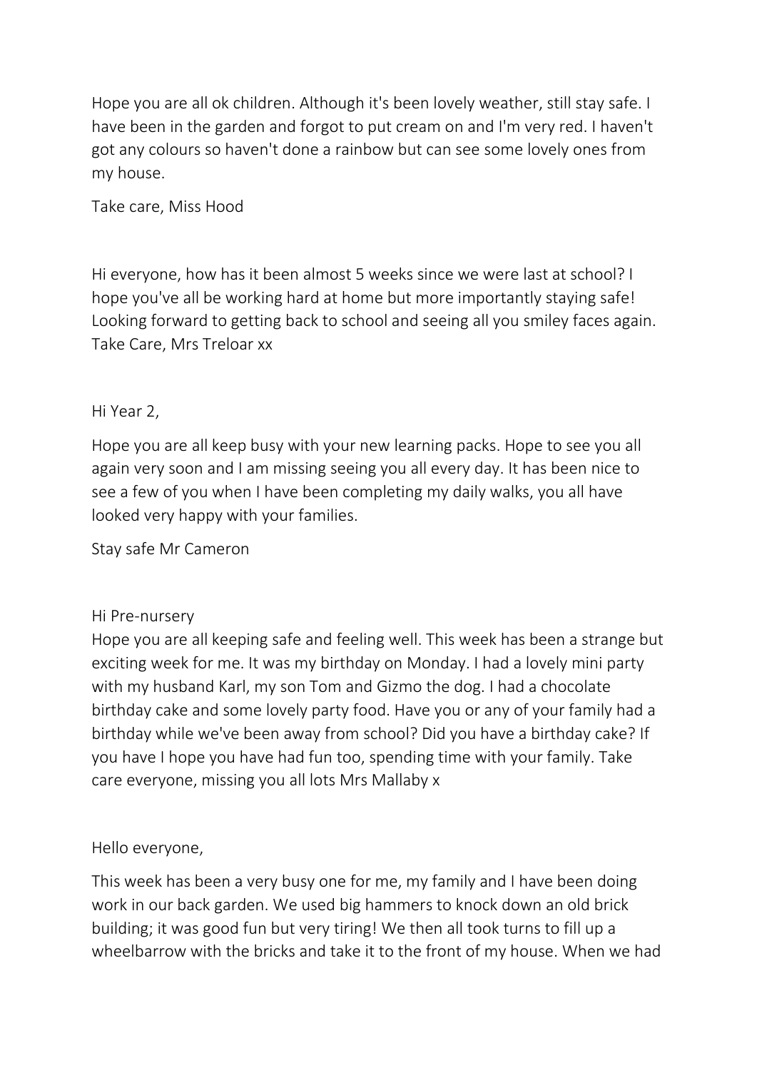Hope you are all ok children. Although it's been lovely weather, still stay safe. I have been in the garden and forgot to put cream on and I'm very red. I haven't got any colours so haven't done a rainbow but can see some lovely ones from my house.

Take care, Miss Hood

Hi everyone, how has it been almost 5 weeks since we were last at school? I hope you've all be working hard at home but more importantly staying safe! Looking forward to getting back to school and seeing all you smiley faces again. Take Care, Mrs Treloar xx

Hi Year 2,

Hope you are all keep busy with your new learning packs. Hope to see you all again very soon and I am missing seeing you all every day. It has been nice to see a few of you when I have been completing my daily walks, you all have looked very happy with your families.

Stay safe Mr Cameron

Hi Pre-nursery
Hope you are all keeping safe and feeling well. This week has been a strange but exciting week for me. It was my birthday on Monday. I had a lovely mini party with my husband Karl, my son Tom and Gizmo the dog. I had a chocolate birthday cake and some lovely party food. Have you or any of your family had a birthday while we've been away from school? Did you have a birthday cake? If you have I hope you have had fun too, spending time with your family. Take care everyone, missing you all lots Mrs Mallaby x

Hello everyone,

This week has been a very busy one for me, my family and I have been doing work in our back garden. We used big hammers to knock down an old brick building; it was good fun but very tiring! We then all took turns to fill up a wheelbarrow with the bricks and take it to the front of my house. When we had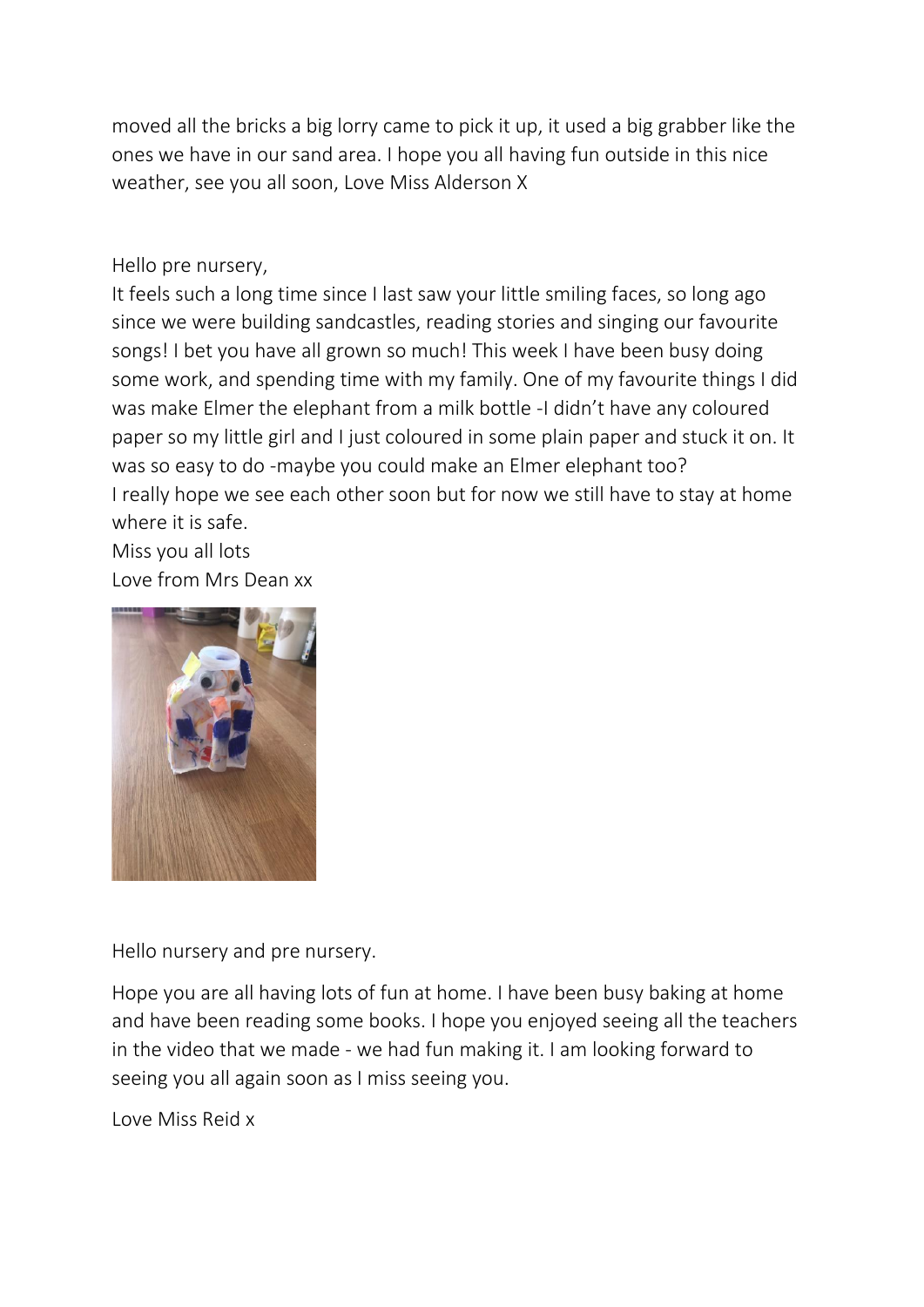moved all the bricks a big lorry came to pick it up, it used a big grabber like the ones we have in our sand area. I hope you all having fun outside in this nice weather, see you all soon, Love Miss Alderson X

Hello pre nursery,

It feels such a long time since I last saw your little smiling faces, so long ago since we were building sandcastles, reading stories and singing our favourite songs! I bet you have all grown so much! This week I have been busy doing some work, and spending time with my family. One of my favourite things I did was make Elmer the elephant from a milk bottle -I didn't have any coloured paper so my little girl and I just coloured in some plain paper and stuck it on. It was so easy to do -maybe you could make an Elmer elephant too?

I really hope we see each other soon but for now we still have to stay at home where it is safe.

Miss you all lots

Love from Mrs Dean xx

Hello nursery and pre nursery.

Hope you are all having lots of fun at home. I have been busy baking at home and have been reading some books. I hope you enjoyed seeing all the teachers in the video that we made - we had fun making it. I am looking forward to seeing you all again soon as I miss seeing you.

Love Miss Reid x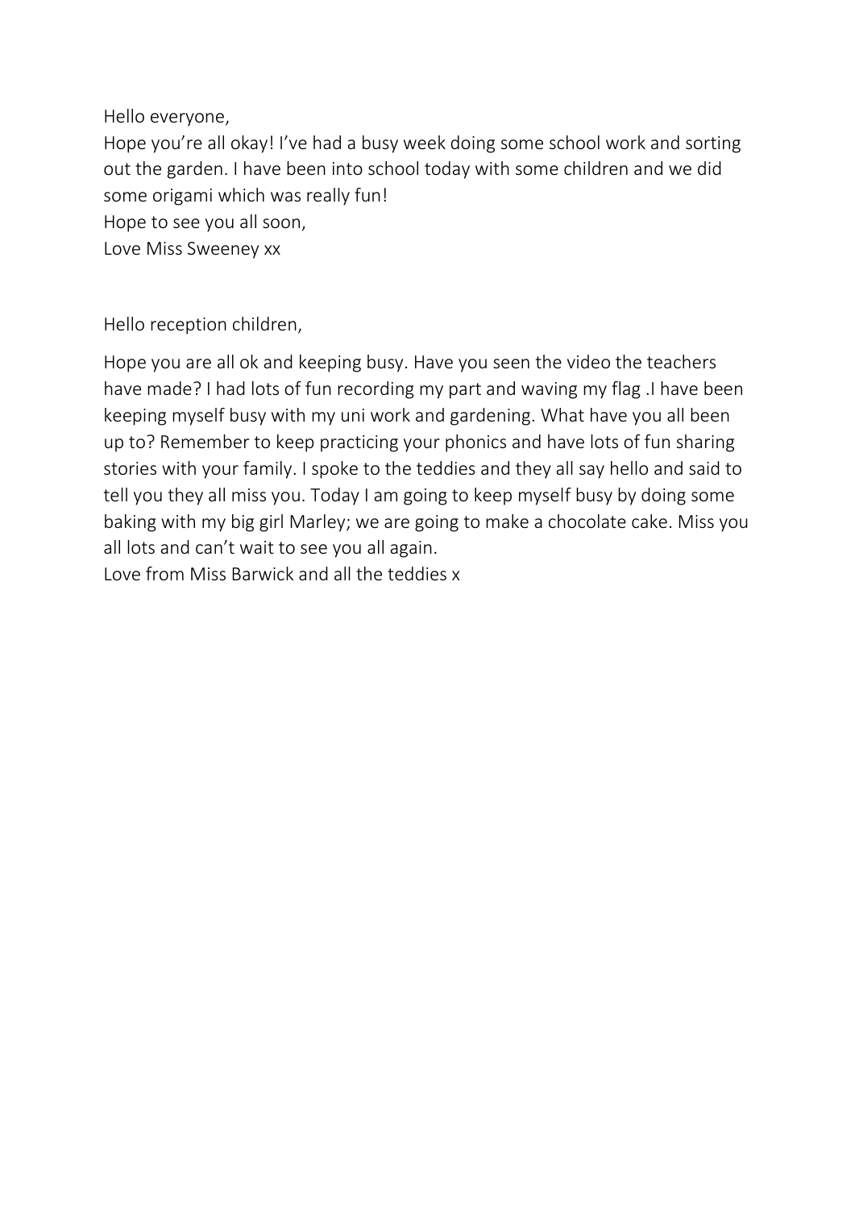Hello everyone,
Hope you're all okay! I've had a busy week doing some school work and sorting out the garden. I have been into school today with some children and we did some origami which was really fun!
Hope to see you all soon,
Love Miss Sweeney xx

Hello reception children,

Hope you are all ok and keeping busy. Have you seen the video the teachers have made? I had lots of fun recording my part and waving my flag .I have been keeping myself busy with my uni work and gardening. What have you all been up to? Remember to keep practicing your phonics and have lots of fun sharing stories with your family. I spoke to the teddies and they all say hello and said to tell you they all miss you. Today I am going to keep myself busy by doing some baking with my big girl Marley; we are going to make a chocolate cake. Miss you all lots and can't wait to see you all again.
Love from Miss Barwick and all the teddies x